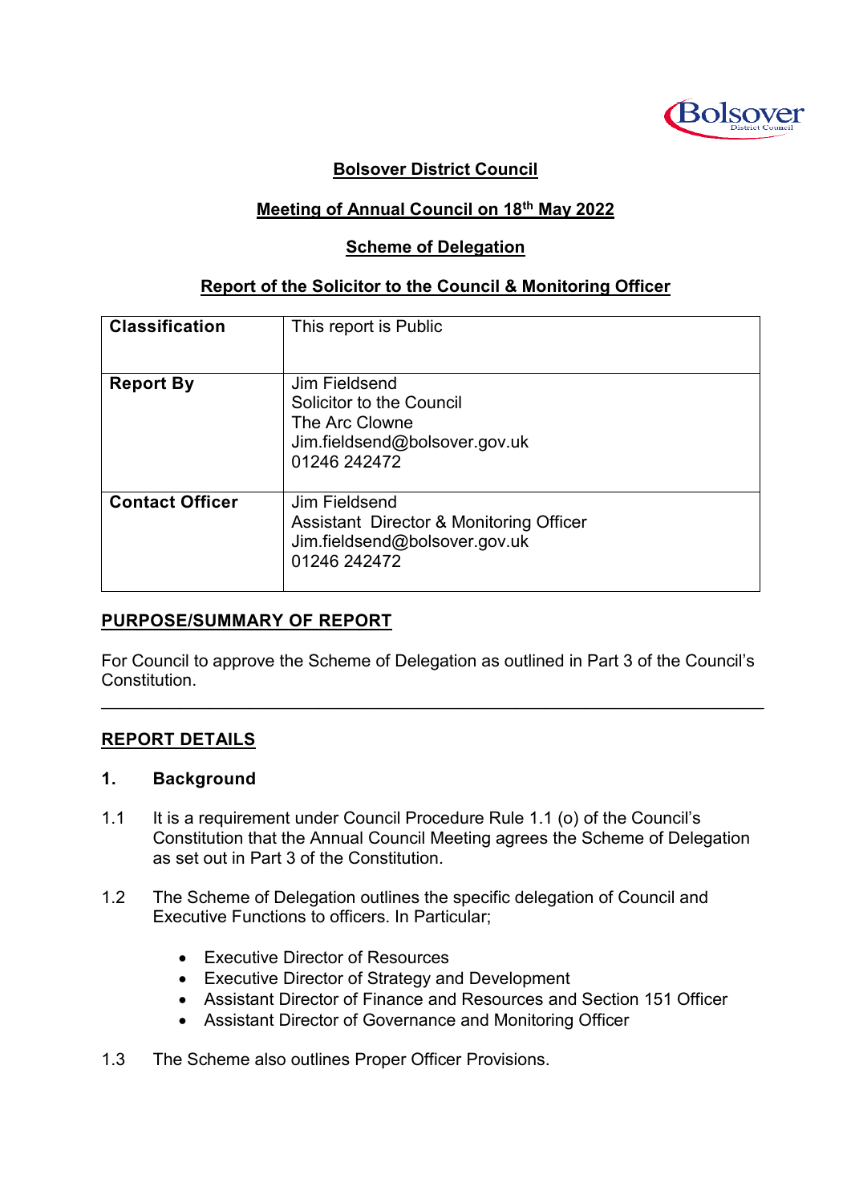**Bolsover District Council**

**Meeting of Annual Council on 18th May 2022**

**Scheme of Delegation**

**Report of the Solicitor to the Council & Monitoring Officer**

| **Classification** | This report is Public |
|---|---|
| **Report By** | Jim Fieldsend<br>Solicitor to the Council<br>The Arc Clowne<br>Jim.fieldsend@bolsover.gov.uk<br>01246 242472 |
| **Contact Officer** | Jim Fieldsend<br>Assistant Director & Monitoring Officer<br>Jim.fieldsend@bolsover.gov.uk<br>01246 242472 |

## PURPOSE/SUMMARY OF REPORT

For Council to approve the Scheme of Delegation as outlined in Part 3 of the Council's Constitution.

---

## REPORT DETAILS

### 1. Background

1.1 It is a requirement under Council Procedure Rule 1.1 (o) of the Council's Constitution that the Annual Council Meeting agrees the Scheme of Delegation as set out in Part 3 of the Constitution.

1.2 The Scheme of Delegation outlines the specific delegation of Council and Executive Functions to officers. In Particular;

- Executive Director of Resources
- Executive Director of Strategy and Development
- Assistant Director of Finance and Resources and Section 151 Officer
- Assistant Director of Governance and Monitoring Officer

1.3 The Scheme also outlines Proper Officer Provisions.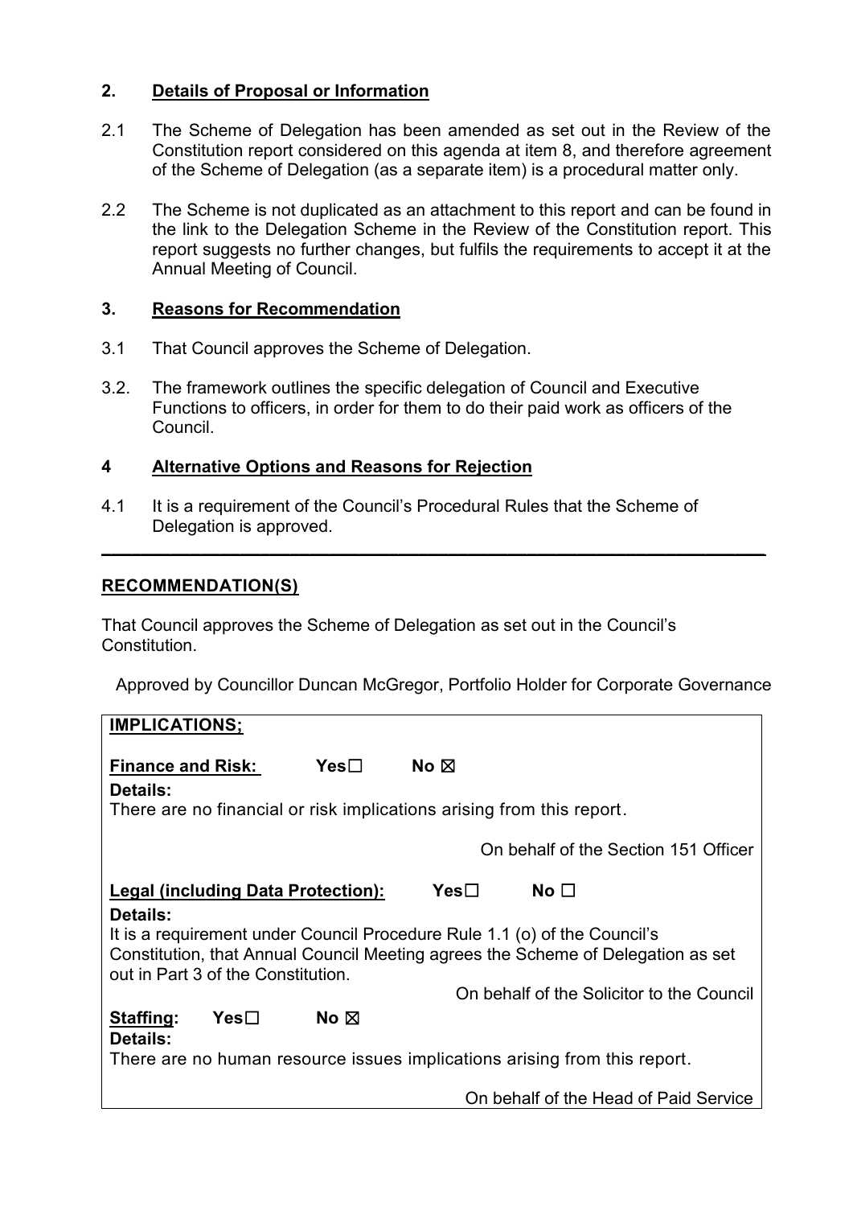## 2. Details of Proposal or Information

2.1 The Scheme of Delegation has been amended as set out in the Review of the Constitution report considered on this agenda at item 8, and therefore agreement of the Scheme of Delegation (as a separate item) is a procedural matter only.

2.2 The Scheme is not duplicated as an attachment to this report and can be found in the link to the Delegation Scheme in the Review of the Constitution report. This report suggests no further changes, but fulfils the requirements to accept it at the Annual Meeting of Council.

## 3. Reasons for Recommendation

3.1 That Council approves the Scheme of Delegation.

3.2. The framework outlines the specific delegation of Council and Executive Functions to officers, in order for them to do their paid work as officers of the Council.

## 4 Alternative Options and Reasons for Rejection

4.1 It is a requirement of the Council's Procedural Rules that the Scheme of Delegation is approved.

---

## RECOMMENDATION(S)

That Council approves the Scheme of Delegation as set out in the Council's Constitution.

Approved by Councillor Duncan McGregor, Portfolio Holder for Corporate Governance

| **IMPLICATIONS;** |
|---|
| **Finance and Risk:** Yes☐ No ☒ <br> **Details:** <br> There are no financial or risk implications arising from this report. <br> On behalf of the Section 151 Officer |
| **Legal (including Data Protection):** Yes☐ No ☐ <br> **Details:** <br> It is a requirement under Council Procedure Rule 1.1 (o) of the Council's Constitution, that Annual Council Meeting agrees the Scheme of Delegation as set out in Part 3 of the Constitution. <br> On behalf of the Solicitor to the Council |
| **Staffing:** Yes☐ No ☒ <br> **Details:** <br> There are no human resource issues implications arising from this report. <br> On behalf of the Head of Paid Service |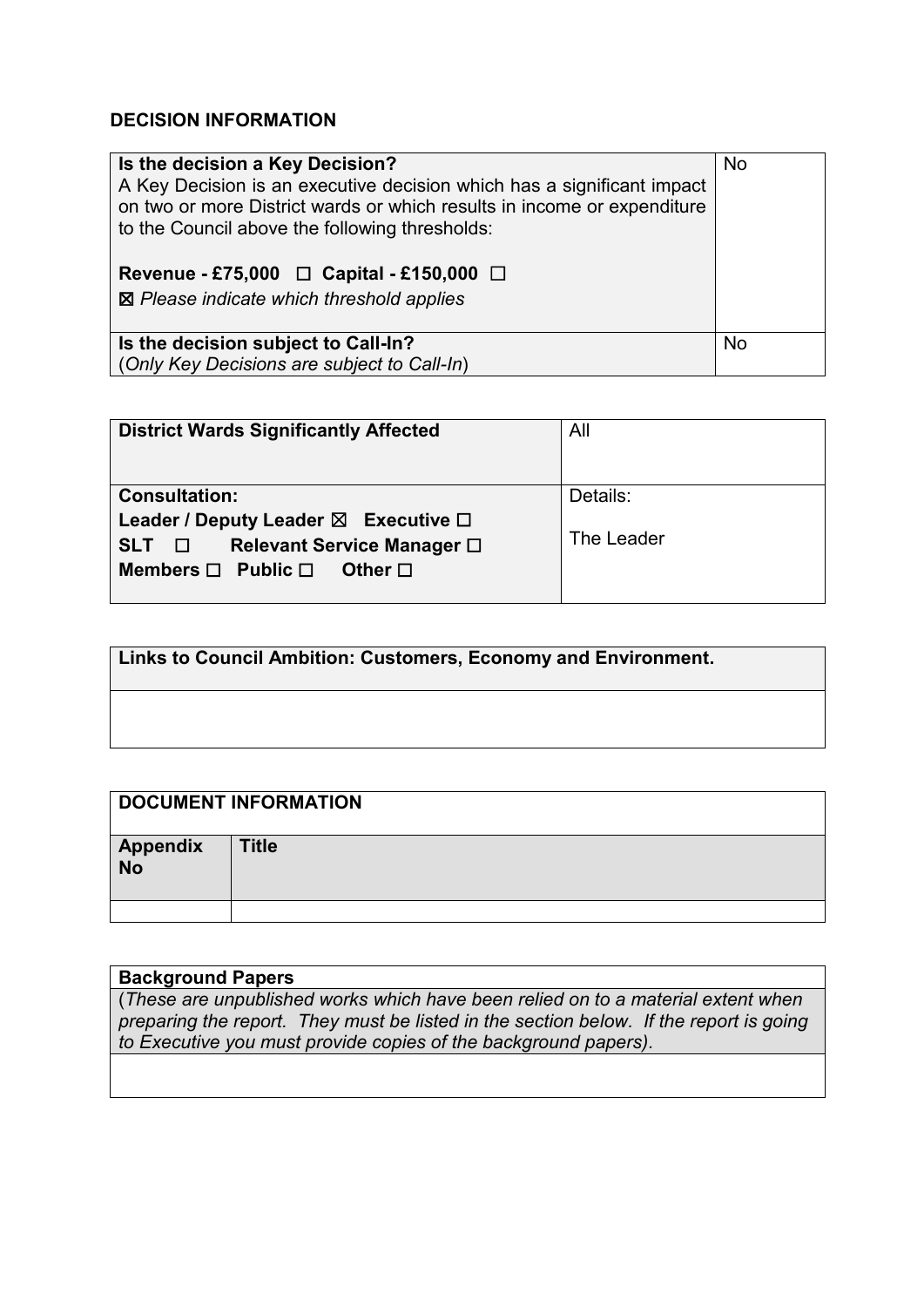## DECISION INFORMATION

| | |
|---|---|
| **Is the decision a Key Decision?**<br>A Key Decision is an executive decision which has a significant impact on two or more District wards or which results in income or expenditure to the Council above the following thresholds:<br><br>**Revenue - £75,000** ☐ **Capital - £150,000** ☐<br>☒ *Please indicate which threshold applies* | No |
| **Is the decision subject to Call-In?**<br>(*Only Key Decisions are subject to Call-In*) | No |

| | |
|---|---|
| **District Wards Significantly Affected** | All |
| **Consultation:**<br>**Leader / Deputy Leader** ☒ **Executive** ☐<br>**SLT** ☐ **Relevant Service Manager** ☐<br>**Members** ☐ **Public** ☐ **Other** ☐ | Details:<br><br>The Leader |

| **Links to Council Ambition: Customers, Economy and Environment.** |
|---|
| |

| **DOCUMENT INFORMATION** | |
|---|---|
| **Appendix No** | **Title** |
| | |

| **Background Papers** |
|---|
| (*These are unpublished works which have been relied on to a material extent when preparing the report. They must be listed in the section below. If the report is going to Executive you must provide copies of the background papers).* |
| |